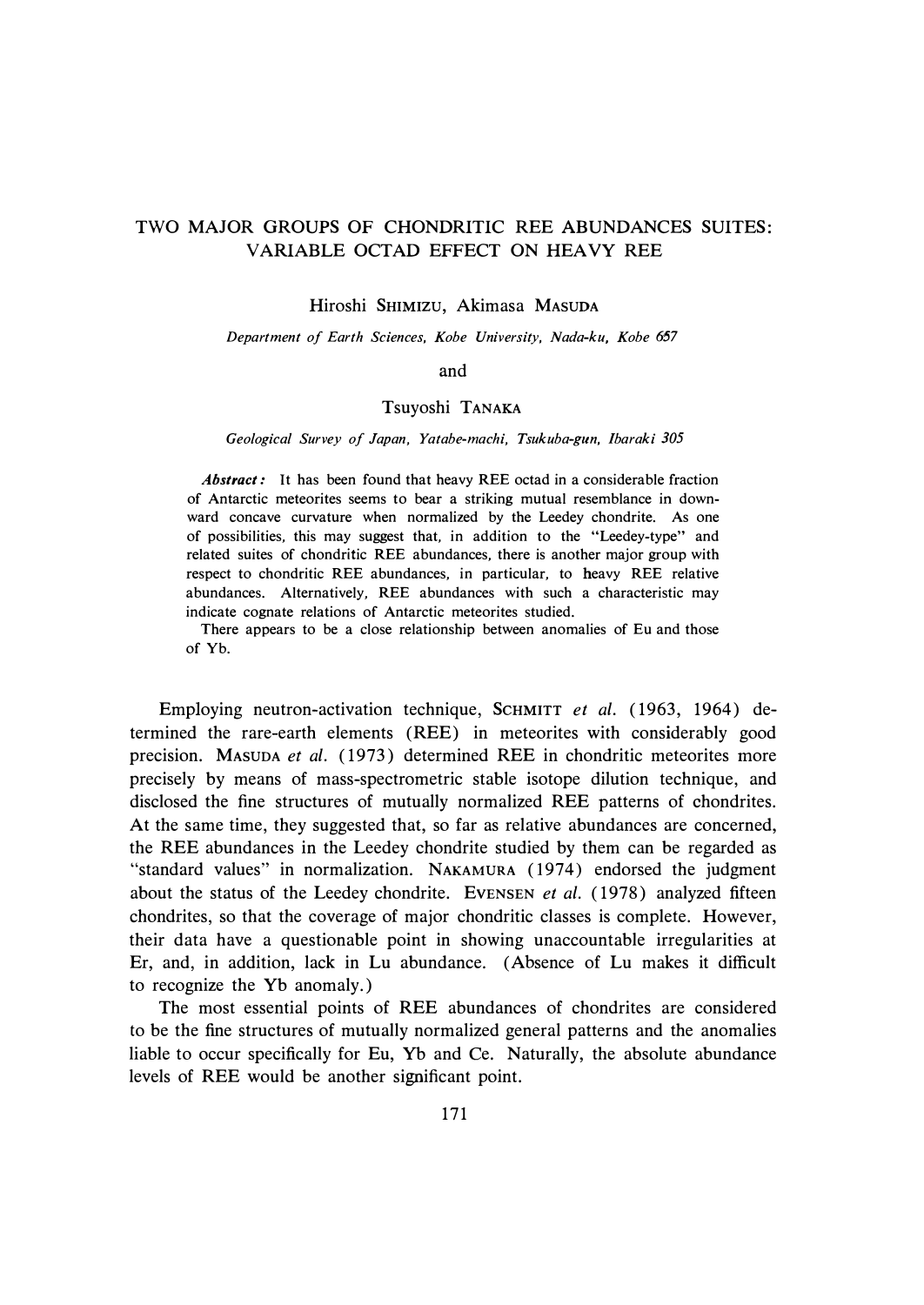# TWO MAJOR GROUPS OF CHONDRITIC REE ABUNDANCES SUITES: VARIABLE OCTAD EFFECT ON HEAVY REE

Hiroshi SHIMIZU, Akimasa MASUDA

*Department of Earth Sciences, Kobe University, Nada-ku, Kobe 657*

and

Tsuyoshi TANAKA

*Geological Survey of Japan, Yatabe-machi, Tsukuba-gun, Ibaraki 305*

***Abstract:*** It has been found that heavy REE octad in a considerable fraction of Antarctic meteorites seems to bear a striking mutual resemblance in downward concave curvature when normalized by the Leedey chondrite. As one of possibilities, this may suggest that, in addition to the "Leedey-type" and related suites of chondritic REE abundances, there is another major group with respect to chondritic REE abundances, in particular, to heavy REE relative abundances. Alternatively, REE abundances with such a characteristic may indicate cognate relations of Antarctic meteorites studied.

There appears to be a close relationship between anomalies of Eu and those of Yb.

Employing neutron-activation technique, SCHMITT *et al.* (1963, 1964) determined the rare-earth elements (REE) in meteorites with considerably good precision. MASUDA *et al.* (1973) determined REE in chondritic meteorites more precisely by means of mass-spectrometric stable isotope dilution technique, and disclosed the fine structures of mutually normalized REE patterns of chondrites. At the same time, they suggested that, so far as relative abundances are concerned, the REE abundances in the Leedey chondrite studied by them can be regarded as "standard values" in normalization. NAKAMURA (1974) endorsed the judgment about the status of the Leedey chondrite. EVENSEN *et al.* (1978) analyzed fifteen chondrites, so that the coverage of major chondritic classes is complete. However, their data have a questionable point in showing unaccountable irregularities at Er, and, in addition, lack in Lu abundance. (Absence of Lu makes it difficult to recognize the Yb anomaly.)

The most essential points of REE abundances of chondrites are considered to be the fine structures of mutually normalized general patterns and the anomalies liable to occur specifically for Eu, Yb and Ce. Naturally, the absolute abundance levels of REE would be another significant point.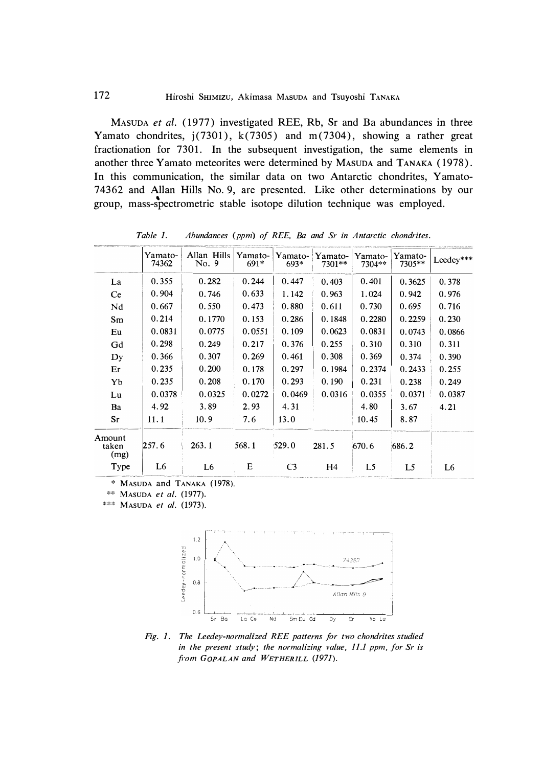MASUDA *et al.* (1977) investigated REE, Rb, Sr and Ba abundances in three Yamato chondrites, j(7301), k(7305) and m(7304), showing a rather great fractionation for 7301. In the subsequent investigation, the same elements in another three Yamato meteorites were determined by MASUDA and TANAKA (1978). In this communication, the similar data on two Antarctic chondrites, Yamato-74362 and Allan Hills No. 9, are presented. Like other determinations by our group, mass-spectrometric stable isotope dilution technique was employed.

*Table 1. Abundances (ppm) of REE, Ba and Sr in Antarctic chondrites.*

| | Yamato-74362 | Allan Hills No. 9 | Yamato-691* | Yamato-693* | Yamato-7301** | Yamato-7304** | Yamato-7305** | Leedey*** |
|---|---|---|---|---|---|---|---|---|
| La | 0.355 | 0.282 | 0.244 | 0.447 | 0.403 | 0.401 | 0.3625 | 0.378 |
| Ce | 0.904 | 0.746 | 0.633 | 1.142 | 0.963 | 1.024 | 0.942 | 0.976 |
| Nd | 0.667 | 0.550 | 0.473 | 0.880 | 0.611 | 0.730 | 0.695 | 0.716 |
| Sm | 0.214 | 0.1770 | 0.153 | 0.286 | 0.1848 | 0.2280 | 0.2259 | 0.230 |
| Eu | 0.0831 | 0.0775 | 0.0551 | 0.109 | 0.0623 | 0.0831 | 0.0743 | 0.0866 |
| Gd | 0.298 | 0.249 | 0.217 | 0.376 | 0.255 | 0.310 | 0.310 | 0.311 |
| Dy | 0.366 | 0.307 | 0.269 | 0.461 | 0.308 | 0.369 | 0.374 | 0.390 |
| Er | 0.235 | 0.200 | 0.178 | 0.297 | 0.1984 | 0.2374 | 0.2433 | 0.255 |
| Yb | 0.235 | 0.208 | 0.170 | 0.293 | 0.190 | 0.231 | 0.238 | 0.249 |
| Lu | 0.0378 | 0.0325 | 0.0272 | 0.0469 | 0.0316 | 0.0355 | 0.0371 | 0.0387 |
| Ba | 4.92 | 3.89 | 2.93 | 4.31 | | 4.80 | 3.67 | 4.21 |
| Sr | 11.1 | 10.9 | 7.6 | 13.0 | | 10.45 | 8.87 | |
| Amount taken (mg) | 257.6 | 263.1 | 568.1 | 529.0 | 281.5 | 670.6 | 686.2 | |
| Type | L6 | L6 | E | C3 | H4 | L5 | L5 | L6 |

\* MASUDA and TANAKA (1978).
\*\* MASUDA *et al.* (1977).
\*\*\* MASUDA *et al.* (1973).

*Fig. 1. The Leedey-normalized REE patterns for two chondrites studied in the present study; the normalizing value, 11.1 ppm, for Sr is from GOPALAN and WETHERILL (1971).*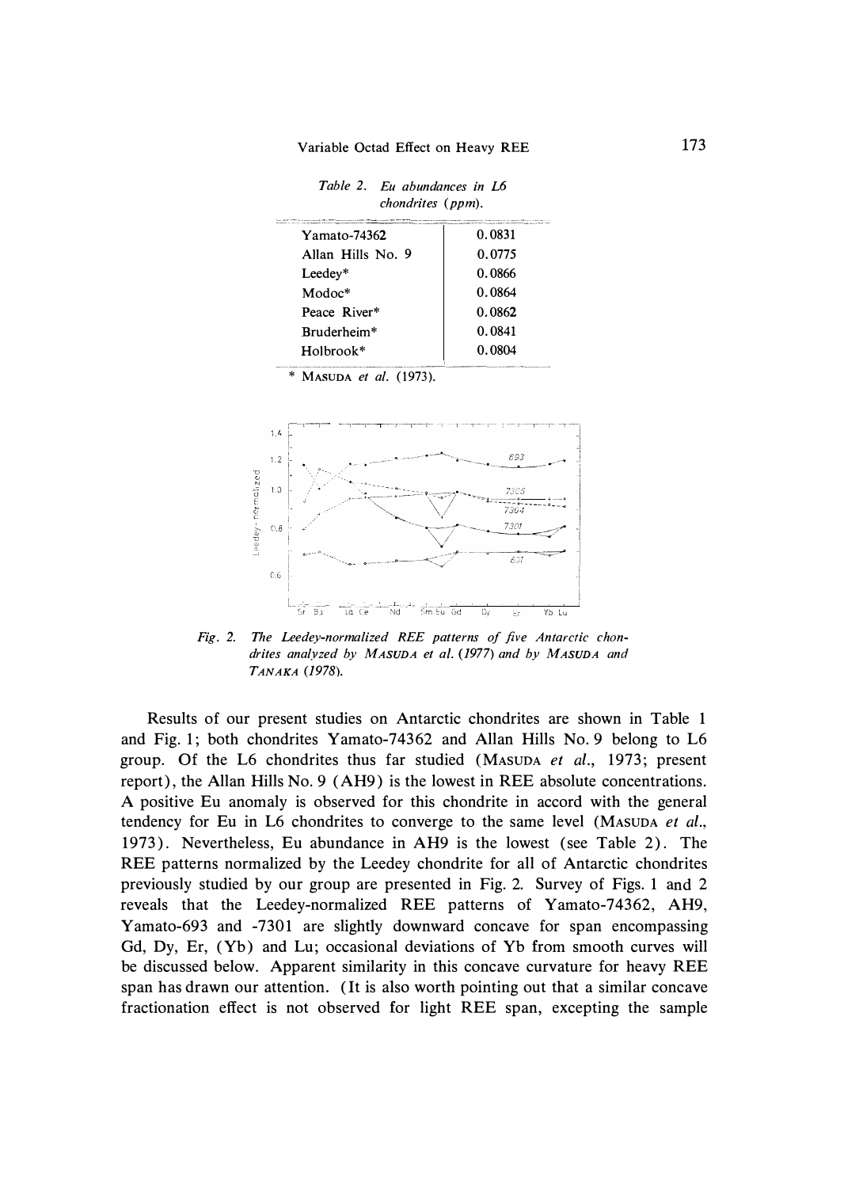Table 2. *Eu abundances in L6 chondrites (ppm).*

| | |
|---|---|
| Yamato-74362 | 0.0831 |
| Allan Hills No. 9 | 0.0775 |
| Leedey* | 0.0866 |
| Modoc* | 0.0864 |
| Peace River* | 0.0862 |
| Bruderheim* | 0.0841 |
| Holbrook* | 0.0804 |

\* MASUDA *et al.* (1973).

Fig. 2. *The Leedey-normalized REE patterns of five Antarctic chondrites analyzed by* MASUDA *et al. (1977) and by* MASUDA *and* TANAKA *(1978).*

Results of our present studies on Antarctic chondrites are shown in Table 1 and Fig. 1; both chondrites Yamato-74362 and Allan Hills No. 9 belong to L6 group. Of the L6 chondrites thus far studied (MASUDA *et al.*, 1973; present report), the Allan Hills No. 9 (AH9) is the lowest in REE absolute concentrations. A positive Eu anomaly is observed for this chondrite in accord with the general tendency for Eu in L6 chondrites to converge to the same level (MASUDA *et al.*, 1973). Nevertheless, Eu abundance in AH9 is the lowest (see Table 2). The REE patterns normalized by the Leedey chondrite for all of Antarctic chondrites previously studied by our group are presented in Fig. 2. Survey of Figs. 1 and 2 reveals that the Leedey-normalized REE patterns of Yamato-74362, AH9, Yamato-693 and -7301 are slightly downward concave for span encompassing Gd, Dy, Er, (Yb) and Lu; occasional deviations of Yb from smooth curves will be discussed below. Apparent similarity in this concave curvature for heavy REE span has drawn our attention. (It is also worth pointing out that a similar concave fractionation effect is not observed for light REE span, excepting the sample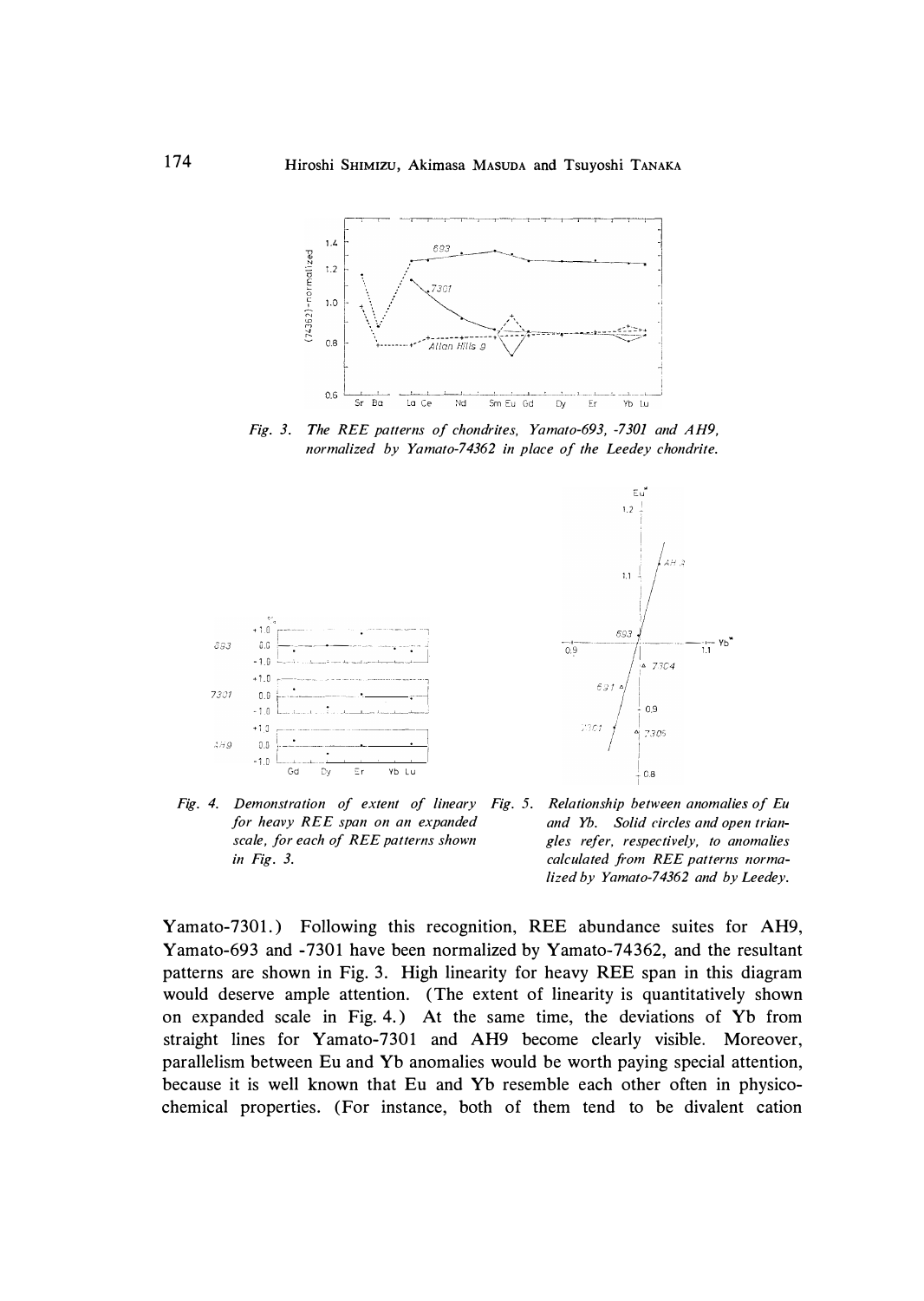*Fig. 3. The REE patterns of chondrites, Yamato-693, -7301 and AH9, normalized by Yamato-74362 in place of the Leedey chondrite.*

*Fig. 4. Demonstration of extent of lineary for heavy REE span on an expanded scale, for each of REE patterns shown in Fig. 3.*

*Fig. 5. Relationship between anomalies of Eu and Yb. Solid circles and open triangles refer, respectively, to anomalies calculated from REE patterns normalized by Yamato-74362 and by Leedey.*

Yamato-7301.) Following this recognition, REE abundance suites for AH9, Yamato-693 and -7301 have been normalized by Yamato-74362, and the resultant patterns are shown in Fig. 3. High linearity for heavy REE span in this diagram would deserve ample attention. (The extent of linearity is quantitatively shown on expanded scale in Fig. 4.) At the same time, the deviations of Yb from straight lines for Yamato-7301 and AH9 become clearly visible. Moreover, parallelism between Eu and Yb anomalies would be worth paying special attention, because it is well known that Eu and Yb resemble each other often in physico-chemical properties. (For instance, both of them tend to be divalent cation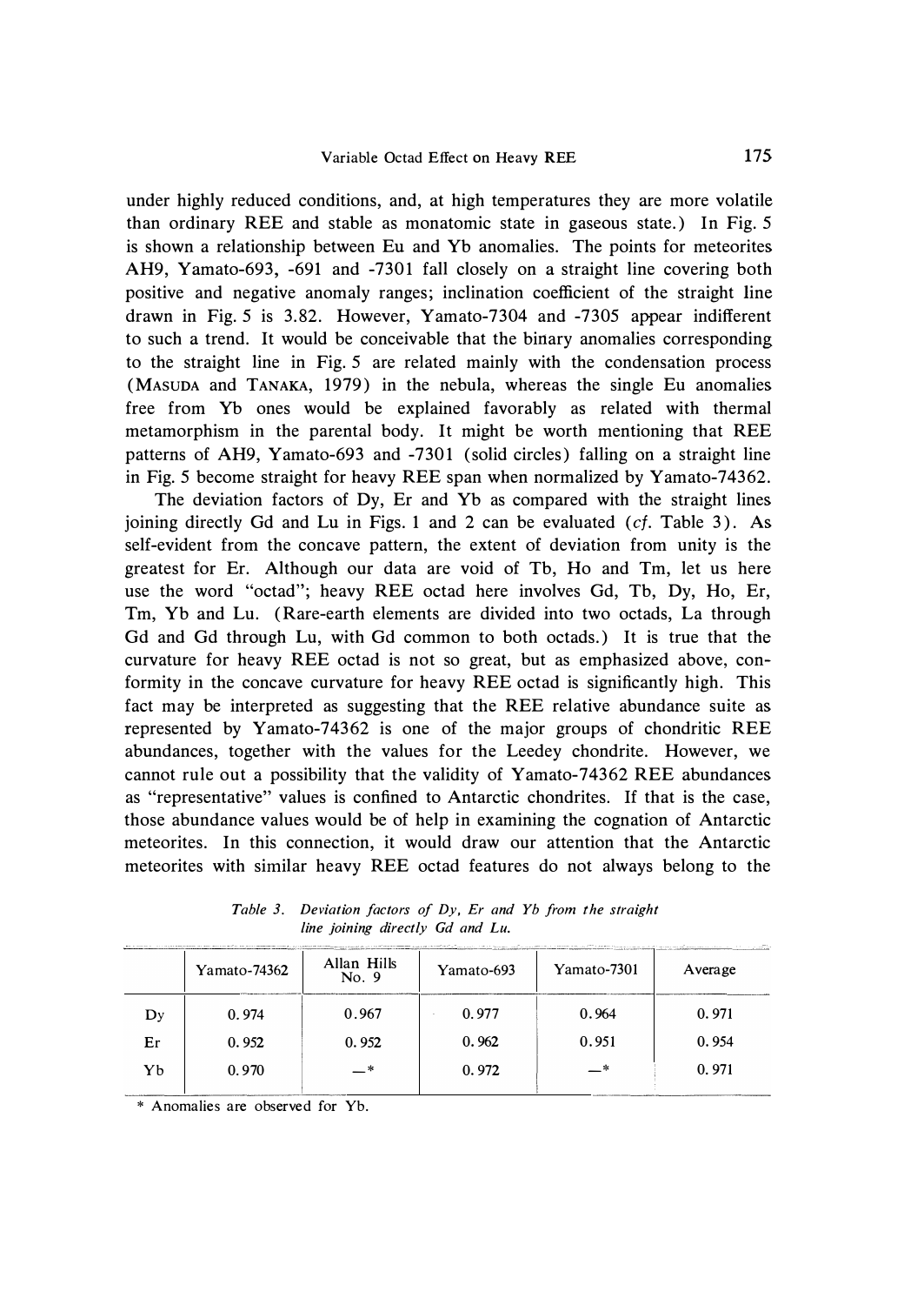under highly reduced conditions, and, at high temperatures they are more volatile than ordinary REE and stable as monatomic state in gaseous state.) In Fig. 5 is shown a relationship between Eu and Yb anomalies. The points for meteorites AH9, Yamato-693, -691 and -7301 fall closely on a straight line covering both positive and negative anomaly ranges; inclination coefficient of the straight line drawn in Fig. 5 is 3.82. However, Yamato-7304 and -7305 appear indifferent to such a trend. It would be conceivable that the binary anomalies corresponding to the straight line in Fig. 5 are related mainly with the condensation process (MASUDA and TANAKA, 1979) in the nebula, whereas the single Eu anomalies free from Yb ones would be explained favorably as related with thermal metamorphism in the parental body. It might be worth mentioning that REE patterns of AH9, Yamato-693 and -7301 (solid circles) falling on a straight line in Fig. 5 become straight for heavy REE span when normalized by Yamato-74362.

The deviation factors of Dy, Er and Yb as compared with the straight lines joining directly Gd and Lu in Figs. 1 and 2 can be evaluated (*cf*. Table 3). As self-evident from the concave pattern, the extent of deviation from unity is the greatest for Er. Although our data are void of Tb, Ho and Tm, let us here use the word "octad"; heavy REE octad here involves Gd, Tb, Dy, Ho, Er, Tm, Yb and Lu. (Rare-earth elements are divided into two octads, La through Gd and Gd through Lu, with Gd common to both octads.) It is true that the curvature for heavy REE octad is not so great, but as emphasized above, conformity in the concave curvature for heavy REE octad is significantly high. This fact may be interpreted as suggesting that the REE relative abundance suite as represented by Yamato-74362 is one of the major groups of chondritic REE abundances, together with the values for the Leedey chondrite. However, we cannot rule out a possibility that the validity of Yamato-74362 REE abundances as "representative" values is confined to Antarctic chondrites. If that is the case, those abundance values would be of help in examining the cognation of Antarctic meteorites. In this connection, it would draw our attention that the Antarctic meteorites with similar heavy REE octad features do not always belong to the

*Table 3. Deviation factors of Dy, Er and Yb from the straight line joining directly Gd and Lu.*

| | Yamato-74362 | Allan Hills No. 9 | Yamato-693 | Yamato-7301 | Average |
|---|---|---|---|---|---|
| Dy | 0.974 | 0.967 | 0.977 | 0.964 | 0.971 |
| Er | 0.952 | 0.952 | 0.962 | 0.951 | 0.954 |
| Yb | 0.970 | —* | 0.972 | —* | 0.971 |

\* Anomalies are observed for Yb.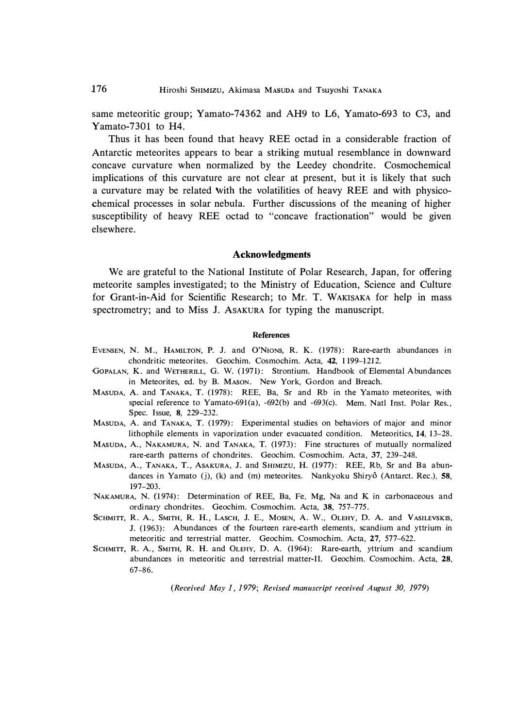same meteoritic group; Yamato-74362 and AH9 to L6, Yamato-693 to C3, and Yamato-7301 to H4.

Thus it has been found that heavy REE octad in a considerable fraction of Antarctic meteorites appears to bear a striking mutual resemblance in downward concave curvature when normalized by the Leedey chondrite. Cosmochemical implications of this curvature are not clear at present, but it is likely that such a curvature may be related with the volatilities of heavy REE and with physico-chemical processes in solar nebula. Further discussions of the meaning of higher susceptibility of heavy REE octad to "concave fractionation" would be given elsewhere.

## Acknowledgments

We are grateful to the National Institute of Polar Research, Japan, for offering meteorite samples investigated; to the Ministry of Education, Science and Culture for Grant-in-Aid for Scientific Research; to Mr. T. WAKISAKA for help in mass spectrometry; and to Miss J. ASAKURA for typing the manuscript.

### References

EVENSEN, N. M., HAMILTON, P. J. and O'NIONS, R. K. (1978): Rare-earth abundances in chondritic meteorites. Geochim. Cosmochim. Acta, **42**, 1199–1212.

GOPALAN, K. and WETHERILL, G. W. (1971): Strontium. Handbook of Elemental Abundances in Meteorites, ed. by B. MASON. New York, Gordon and Breach.

MASUDA, A. and TANAKA, T. (1978): REE, Ba, Sr and Rb in the Yamato meteorites, with special reference to Yamato-691(a), -692(b) and -693(c). Mem. Natl Inst. Polar Res., Spec. Issue, **8**, 229–232.

MASUDA, A. and TANAKA, T. (1979): Experimental studies on behaviors of major and minor lithophile elements in vaporization under evacuated condition. Meteoritics, **14**, 13–28.

MASUDA, A., NAKAMURA, N. and TANAKA, T. (1973): Fine structures of mutually normalized rare-earth patterns of chondrites. Geochim. Cosmochim. Acta, **37**, 239–248.

MASUDA, A., TANAKA, T., ASAKURA, J. and SHIMIZU, H. (1977): REE, Rb, Sr and Ba abundances in Yamato (j), (k) and (m) meteorites. Nankyoku Shiryô (Antarct. Rec.), **58**, 197–203.

NAKAMURA, N. (1974): Determination of REE, Ba, Fe, Mg, Na and K in carbonaceous and ordinary chondrites. Geochim. Cosmochim. Acta, **38**, 757–775.

SCHMITT, R. A., SMITH, R. H., LASCH, J. E., MOSEN, A. W., OLEHY, D. A. and VASILEVSKIS, J. (1963): Abundances of the fourteen rare-earth elements, scandium and yttrium in meteoritic and terrestrial matter. Geochim. Cosmochim. Acta, **27**, 577–622.

SCHMITT, R. A., SMITH, R. H. and OLEHY, D. A. (1964): Rare-earth, yttrium and scandium abundances in meteoritic and terrestrial matter-II. Geochim. Cosmochim. Acta, **28**, 67–86.

*(Received May 1, 1979; Revised manuscript received August 30, 1979)*